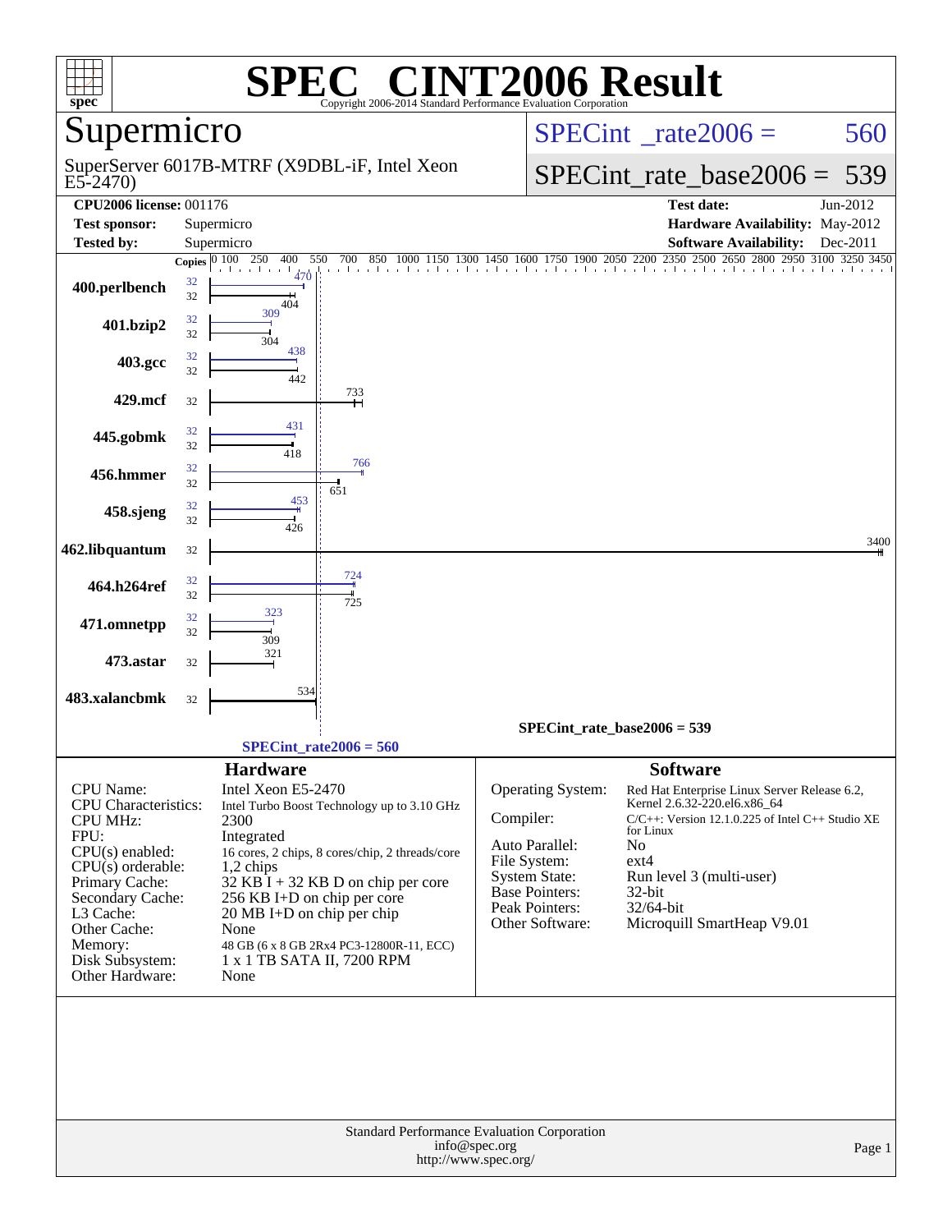# SPEC CINT2006 Result

Copyright 2006-2014 Standard Performance Evaluation Corporation

## Supermicro

SuperServer 6017B-MTRF (X9DBL-iF, Intel Xeon E5-2470)

SPECint_rate2006 = 560

SPECint_rate_base2006 = 539

| | | | |
|---|---|---|---|
| **CPU2006 license:** 001176 | | **Test date:** | Jun-2012 |
| **Test sponsor:** | Supermicro | **Hardware Availability:** | May-2012 |
| **Tested by:** | Supermicro | **Software Availability:** | Dec-2011 |

| Benchmark | Copies (peak) | Peak | Copies (base) | Base |
|---|---|---|---|---|
| 400.perlbench | 32 | 470 | 32 | 404 |
| 401.bzip2 | 32 | 309 | 32 | 304 |
| 403.gcc | 32 | 438 | 32 | 442 |
| 429.mcf | | | 32 | 733 |
| 445.gobmk | 32 | 431 | 32 | 418 |
| 456.hmmer | 32 | 766 | 32 | 651 |
| 458.sjeng | 32 | 453 | 32 | 426 |
| 462.libquantum | | | 32 | 3400 |
| 464.h264ref | 32 | 724 | 32 | 725 |
| 471.omnetpp | 32 | 323 | 32 | 309 |
| 473.astar | | | 32 | 321 |
| 483.xalancbmk | | | 32 | 534 |

SPECint_rate_base2006 = 539

SPECint_rate2006 = 560

### Hardware

| | |
|---|---|
| CPU Name: | Intel Xeon E5-2470 |
| CPU Characteristics: | Intel Turbo Boost Technology up to 3.10 GHz |
| CPU MHz: | 2300 |
| FPU: | Integrated |
| CPU(s) enabled: | 16 cores, 2 chips, 8 cores/chip, 2 threads/core |
| CPU(s) orderable: | 1,2 chips |
| Primary Cache: | 32 KB I + 32 KB D on chip per core |
| Secondary Cache: | 256 KB I+D on chip per core |
| L3 Cache: | 20 MB I+D on chip per chip |
| Other Cache: | None |
| Memory: | 48 GB (6 x 8 GB 2Rx4 PC3-12800R-11, ECC) |
| Disk Subsystem: | 1 x 1 TB SATA II, 7200 RPM |
| Other Hardware: | None |

### Software

| | |
|---|---|
| Operating System: | Red Hat Enterprise Linux Server Release 6.2, Kernel 2.6.32-220.el6.x86_64 |
| Compiler: | C/C++: Version 12.1.0.225 of Intel C++ Studio XE for Linux |
| Auto Parallel: | No |
| File System: | ext4 |
| System State: | Run level 3 (multi-user) |
| Base Pointers: | 32-bit |
| Peak Pointers: | 32/64-bit |
| Other Software: | Microquill SmartHeap V9.01 |

Standard Performance Evaluation Corporation
info@spec.org
http://www.spec.org/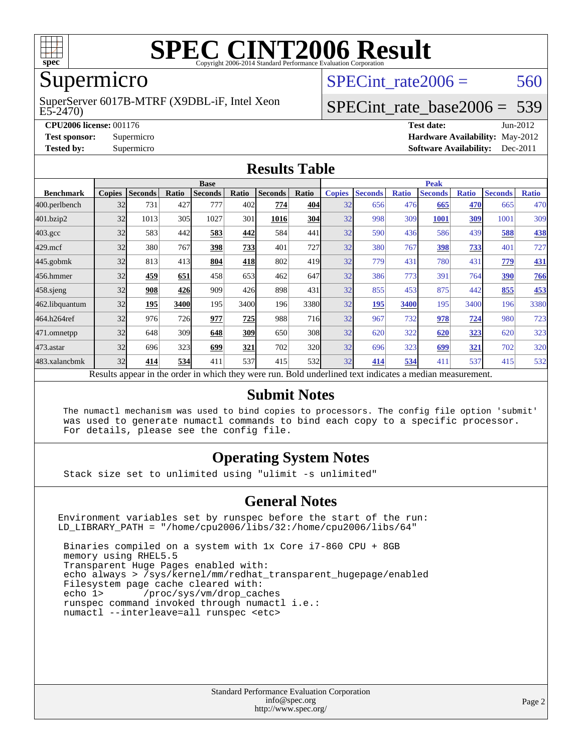# SPEC CINT2006 Result

Copyright 2006-2014 Standard Performance Evaluation Corporation

## Supermicro

SuperServer 6017B-MTRF (X9DBL-iF, Intel Xeon E5-2470)

SPECint_rate2006 = 560

SPECint_rate_base2006 = 539

**CPU2006 license:** 001176

**Test sponsor:** Supermicro

**Tested by:** Supermicro

**Test date:** Jun-2012

**Hardware Availability:** May-2012

**Software Availability:** Dec-2011

## Results Table

| Benchmark | Base | | | | | | | Peak | | | | | | |
|---|---|---|---|---|---|---|---|---|---|---|---|---|---|---|
| | Copies | Seconds | Ratio | Seconds | Ratio | Seconds | Ratio | Copies | Seconds | Ratio | Seconds | Ratio | Seconds | Ratio |
| 400.perlbench | 32 | 731 | 427 | 777 | 402 | **774** | **404** | 32 | 656 | 476 | **665** | **470** | 665 | 470 |
| 401.bzip2 | 32 | 1013 | 305 | 1027 | 301 | **1016** | **304** | 32 | 998 | 309 | **1001** | **309** | 1001 | 309 |
| 403.gcc | 32 | 583 | 442 | **583** | **442** | 584 | 441 | 32 | 590 | 436 | 586 | 439 | **588** | **438** |
| 429.mcf | 32 | 380 | 767 | **398** | **733** | 401 | 727 | 32 | 380 | 767 | **398** | **733** | 401 | 727 |
| 445.gobmk | 32 | 813 | 413 | **804** | **418** | 802 | 419 | 32 | 779 | 431 | 780 | 431 | **779** | **431** |
| 456.hmmer | 32 | **459** | **651** | 458 | 653 | 462 | 647 | 32 | 386 | 773 | 391 | 764 | **390** | **766** |
| 458.sjeng | 32 | **908** | **426** | 909 | 426 | 898 | 431 | 32 | 855 | 453 | 875 | 442 | **855** | **453** |
| 462.libquantum | 32 | **195** | **3400** | 195 | 3400 | 196 | 3380 | 32 | **195** | **3400** | 195 | 3400 | 196 | 3380 |
| 464.h264ref | 32 | 976 | 726 | **977** | **725** | 988 | 716 | 32 | 967 | 732 | **978** | **724** | 980 | 723 |
| 471.omnetpp | 32 | 648 | 309 | **648** | **309** | 650 | 308 | 32 | 620 | 322 | **620** | **323** | 620 | 323 |
| 473.astar | 32 | 696 | 323 | **699** | **321** | 702 | 320 | 32 | 696 | 323 | **699** | **321** | 702 | 320 |
| 483.xalancbmk | 32 | **414** | **534** | 411 | 537 | 415 | 532 | 32 | **414** | **534** | 411 | 537 | 415 | 532 |

Results appear in the order in which they were run. Bold underlined text indicates a median measurement.

## Submit Notes

```
The numactl mechanism was used to bind copies to processors. The config file option 'submit'
was used to generate numactl commands to bind each copy to a specific processor.
For details, please see the config file.
```

## Operating System Notes

```
Stack size set to unlimited using "ulimit -s unlimited"
```

## General Notes

```
Environment variables set by runspec before the start of the run:
LD_LIBRARY_PATH = "/home/cpu2006/libs/32:/home/cpu2006/libs/64"

 Binaries compiled on a system with 1x Core i7-860 CPU + 8GB
 memory using RHEL5.5
 Transparent Huge Pages enabled with:
 echo always > /sys/kernel/mm/redhat_transparent_hugepage/enabled
 Filesystem page cache cleared with:
 echo 1>       /proc/sys/vm/drop_caches
 runspec command invoked through numactl i.e.:
 numactl --interleave=all runspec <etc>
```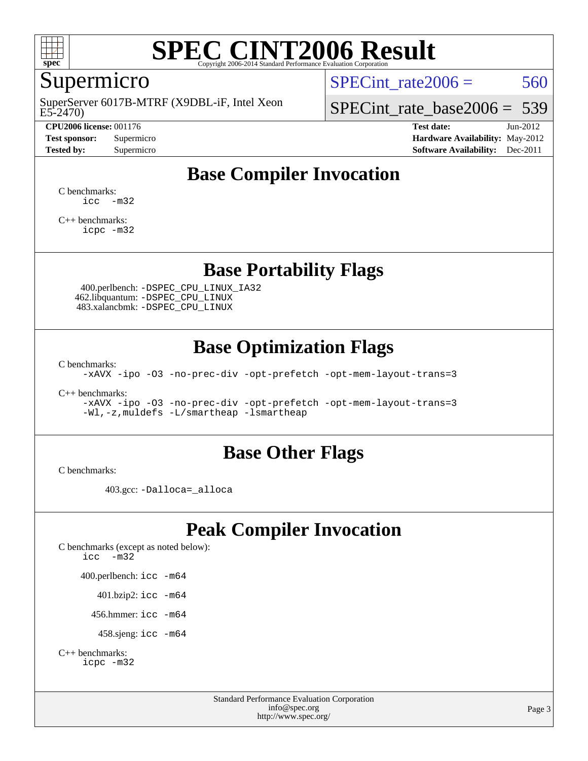# SPEC CINT2006 Result

Copyright 2006-2014 Standard Performance Evaluation Corporation

## Supermicro

SuperServer 6017B-MTRF (X9DBL-iF, Intel Xeon E5-2470)

SPECint_rate2006 = 560

SPECint_rate_base2006 = 539

**CPU2006 license:** 001176
**Test sponsor:** Supermicro
**Tested by:** Supermicro

**Test date:** Jun-2012
**Hardware Availability:** May-2012
**Software Availability:** Dec-2011

## Base Compiler Invocation

C benchmarks:
```
icc -m32
```

C++ benchmarks:
```
icpc -m32
```

## Base Portability Flags

400.perlbench: `-DSPEC_CPU_LINUX_IA32`
462.libquantum: `-DSPEC_CPU_LINUX`
483.xalancbmk: `-DSPEC_CPU_LINUX`

## Base Optimization Flags

C benchmarks:
```
-xAVX -ipo -O3 -no-prec-div -opt-prefetch -opt-mem-layout-trans=3
```

C++ benchmarks:
```
-xAVX -ipo -O3 -no-prec-div -opt-prefetch -opt-mem-layout-trans=3
-Wl,-z,muldefs -L/smartheap -lsmartheap
```

## Base Other Flags

C benchmarks:

403.gcc: `-Dalloca=_alloca`

## Peak Compiler Invocation

C benchmarks (except as noted below):
```
icc -m32
```

400.perlbench: `icc -m64`

401.bzip2: `icc -m64`

456.hmmer: `icc -m64`

458.sjeng: `icc -m64`

C++ benchmarks:
```
icpc -m32
```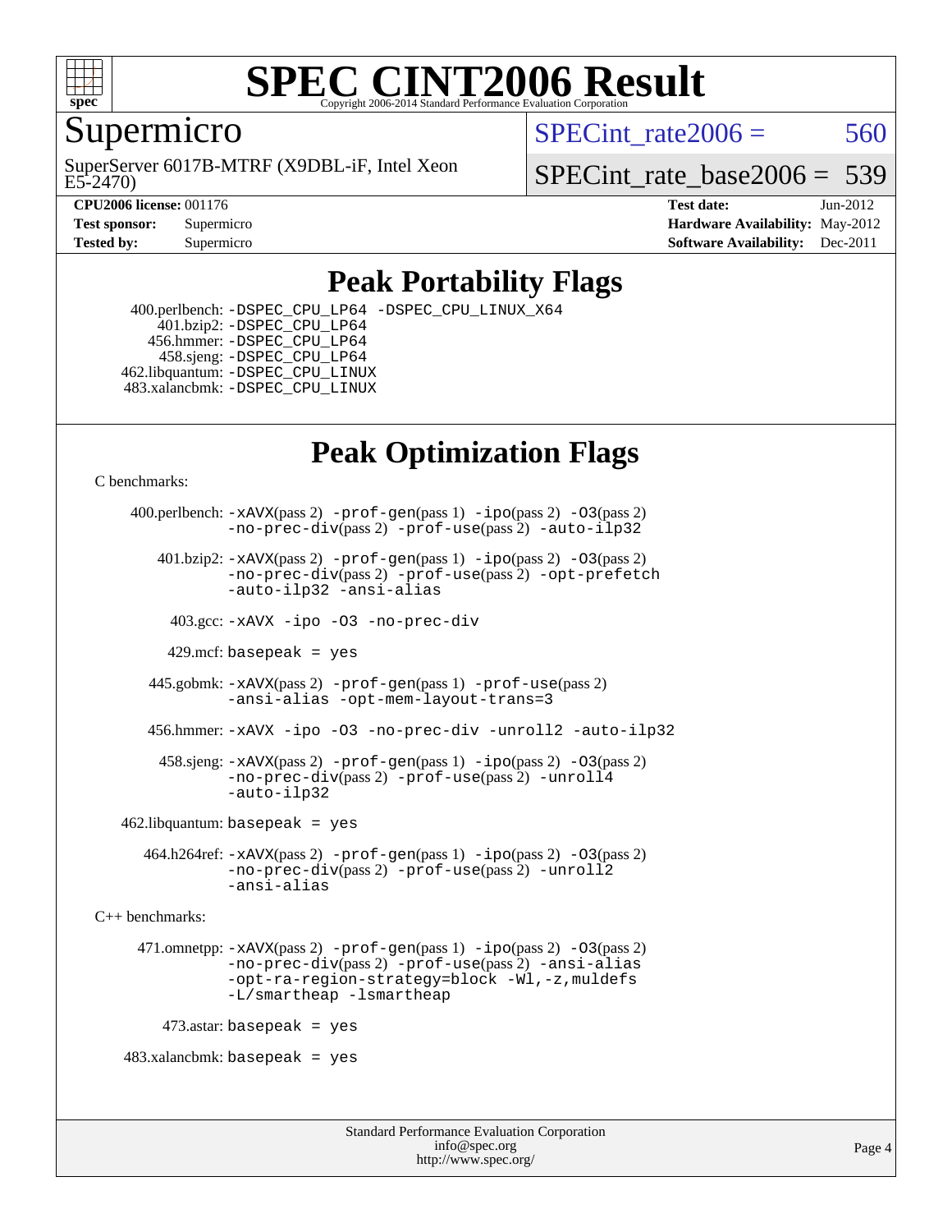# SPEC CINT2006 Result

Copyright 2006-2014 Standard Performance Evaluation Corporation

## Supermicro

SuperServer 6017B-MTRF (X9DBL-iF, Intel Xeon E5-2470)

SPECint_rate2006 = 560

SPECint_rate_base2006 = 539

**CPU2006 license:** 001176
**Test sponsor:** Supermicro
**Tested by:** Supermicro

**Test date:** Jun-2012
**Hardware Availability:** May-2012
**Software Availability:** Dec-2011

## Peak Portability Flags

400.perlbench: -DSPEC_CPU_LP64 -DSPEC_CPU_LINUX_X64
401.bzip2: -DSPEC_CPU_LP64
456.hmmer: -DSPEC_CPU_LP64
458.sjeng: -DSPEC_CPU_LP64
462.libquantum: -DSPEC_CPU_LINUX
483.xalancbmk: -DSPEC_CPU_LINUX

## Peak Optimization Flags

C benchmarks:

400.perlbench: -xAVX(pass 2) -prof-gen(pass 1) -ipo(pass 2) -O3(pass 2) -no-prec-div(pass 2) -prof-use(pass 2) -auto-ilp32

401.bzip2: -xAVX(pass 2) -prof-gen(pass 1) -ipo(pass 2) -O3(pass 2) -no-prec-div(pass 2) -prof-use(pass 2) -opt-prefetch -auto-ilp32 -ansi-alias

403.gcc: -xAVX -ipo -O3 -no-prec-div

429.mcf: basepeak = yes

445.gobmk: -xAVX(pass 2) -prof-gen(pass 1) -prof-use(pass 2) -ansi-alias -opt-mem-layout-trans=3

456.hmmer: -xAVX -ipo -O3 -no-prec-div -unroll2 -auto-ilp32

458.sjeng: -xAVX(pass 2) -prof-gen(pass 1) -ipo(pass 2) -O3(pass 2) -no-prec-div(pass 2) -prof-use(pass 2) -unroll4 -auto-ilp32

462.libquantum: basepeak = yes

464.h264ref: -xAVX(pass 2) -prof-gen(pass 1) -ipo(pass 2) -O3(pass 2) -no-prec-div(pass 2) -prof-use(pass 2) -unroll2 -ansi-alias

C++ benchmarks:

471.omnetpp: -xAVX(pass 2) -prof-gen(pass 1) -ipo(pass 2) -O3(pass 2) -no-prec-div(pass 2) -prof-use(pass 2) -ansi-alias -opt-ra-region-strategy=block -Wl,-z,muldefs -L/smartheap -lsmartheap

473.astar: basepeak = yes

483.xalancbmk: basepeak = yes

Standard Performance Evaluation Corporation
info@spec.org
http://www.spec.org/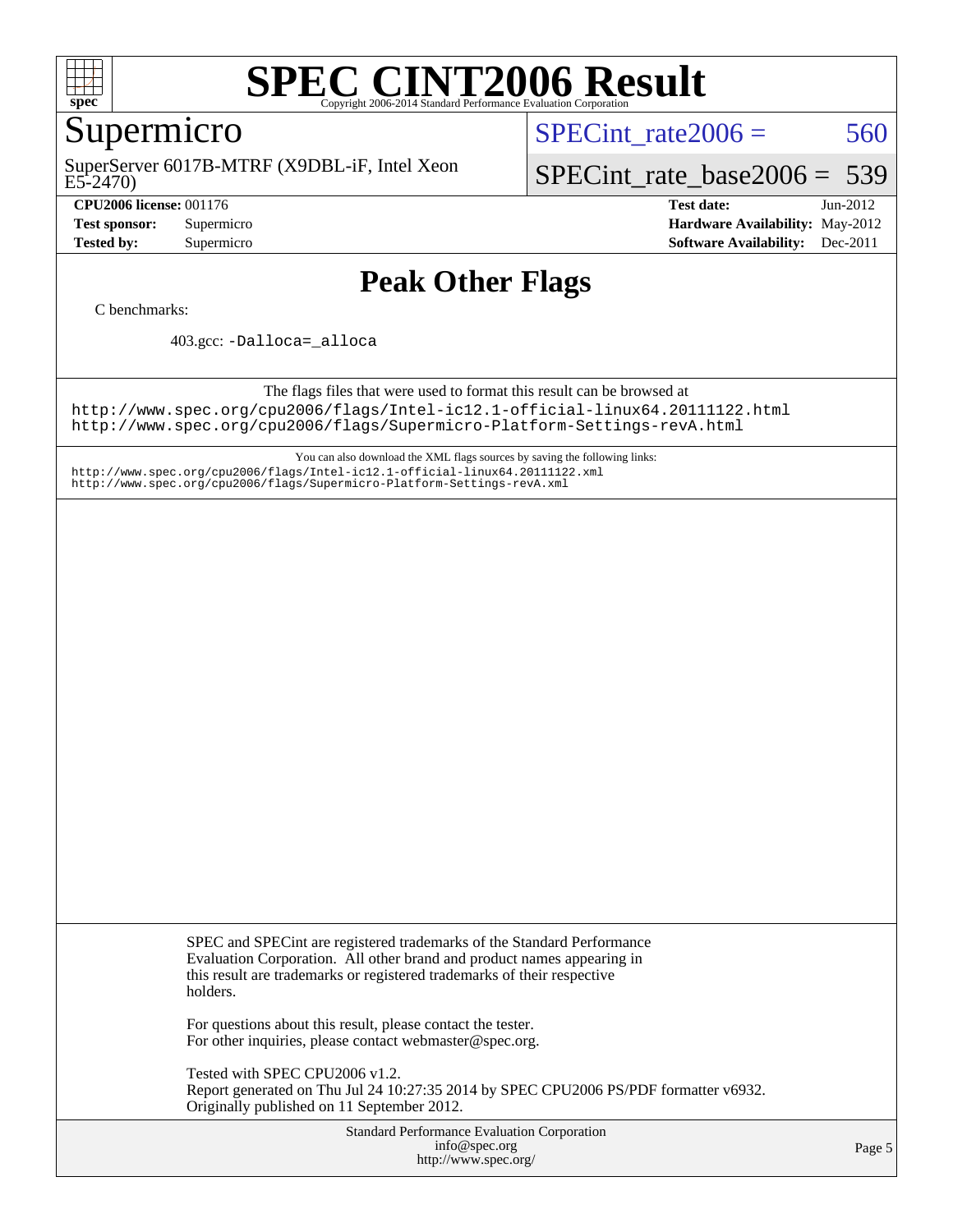# SPEC CINT2006 Result

Copyright 2006-2014 Standard Performance Evaluation Corporation

## Supermicro

SuperServer 6017B-MTRF (X9DBL-iF, Intel Xeon E5-2470)

SPECint_rate2006 = 560

SPECint_rate_base2006 = 539

**CPU2006 license:** 001176
**Test sponsor:** Supermicro
**Tested by:** Supermicro

**Test date:** Jun-2012
**Hardware Availability:** May-2012
**Software Availability:** Dec-2011

## Peak Other Flags

C benchmarks:

403.gcc: -Dalloca=_alloca

The flags files that were used to format this result can be browsed at
http://www.spec.org/cpu2006/flags/Intel-ic12.1-official-linux64.20111122.html
http://www.spec.org/cpu2006/flags/Supermicro-Platform-Settings-revA.html

You can also download the XML flags sources by saving the following links:
http://www.spec.org/cpu2006/flags/Intel-ic12.1-official-linux64.20111122.xml
http://www.spec.org/cpu2006/flags/Supermicro-Platform-Settings-revA.xml

SPEC and SPECint are registered trademarks of the Standard Performance Evaluation Corporation. All other brand and product names appearing in this result are trademarks or registered trademarks of their respective holders.

For questions about this result, please contact the tester.
For other inquiries, please contact webmaster@spec.org.

Tested with SPEC CPU2006 v1.2.
Report generated on Thu Jul 24 10:27:35 2014 by SPEC CPU2006 PS/PDF formatter v6932.
Originally published on 11 September 2012.

Standard Performance Evaluation Corporation
info@spec.org
http://www.spec.org/